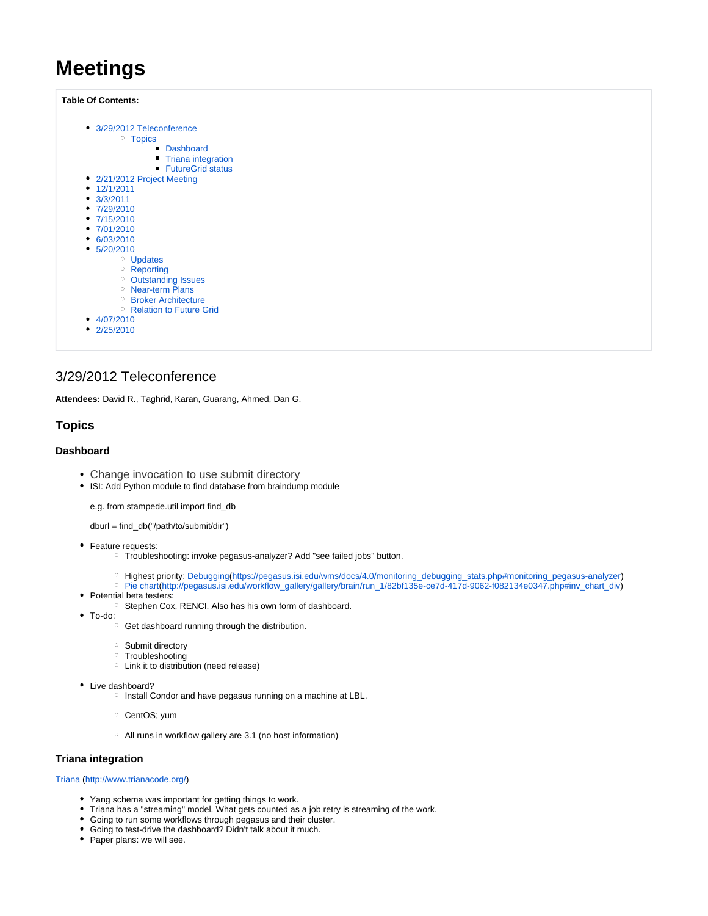# Meetings

**Table Of Contents:**

- 3/29/2012 Teleconference
  - Topics
    - Dashboard
    - Triana integration
    - FutureGrid status
- 2/21/2012 Project Meeting
- 12/1/2011
- 3/3/2011
- 7/29/2010
- 7/15/2010
- 7/01/2010
- 6/03/2010
- 5/20/2010
  - Updates
  - Reporting
  - Outstanding Issues
  - Near-term Plans
  - Broker Architecture
  - Relation to Future Grid
- 4/07/2010
- 2/25/2010

## 3/29/2012 Teleconference

**Attendees:** David R., Taghrid, Karan, Guarang, Ahmed, Dan G.

### Topics

#### Dashboard

- Change invocation to use submit directory
- ISI: Add Python module to find database from braindump module

  e.g. from stampede.util import find_db

  dburl = find_db("/path/to/submit/dir")

- Feature requests:
  - Troubleshooting: invoke pegasus-analyzer? Add "see failed jobs" button.
  - Highest priority: Debugging(https://pegasus.isi.edu/wms/docs/4.0/monitoring_debugging_stats.php#monitoring_pegasus-analyzer)
  - Pie chart(http://pegasus.isi.edu/workflow_gallery/gallery/brain/run_1/82bf135e-ce7d-417d-9062-f082134e0347.php#inv_chart_div)
- Potential beta testers:
  - Stephen Cox, RENCI. Also has his own form of dashboard.
- To-do:
  - Get dashboard running through the distribution.
  - Submit directory
  - Troubleshooting
  - Link it to distribution (need release)
- Live dashboard?
  - Install Condor and have pegasus running on a machine at LBL.
  - CentOS; yum
  - All runs in workflow gallery are 3.1 (no host information)

#### Triana integration

Triana (http://www.trianacode.org/)

- Yang schema was important for getting things to work.
- Triana has a "streaming" model. What gets counted as a job retry is streaming of the work.
- Going to run some workflows through pegasus and their cluster.
- Going to test-drive the dashboard? Didn't talk about it much.
- Paper plans: we will see.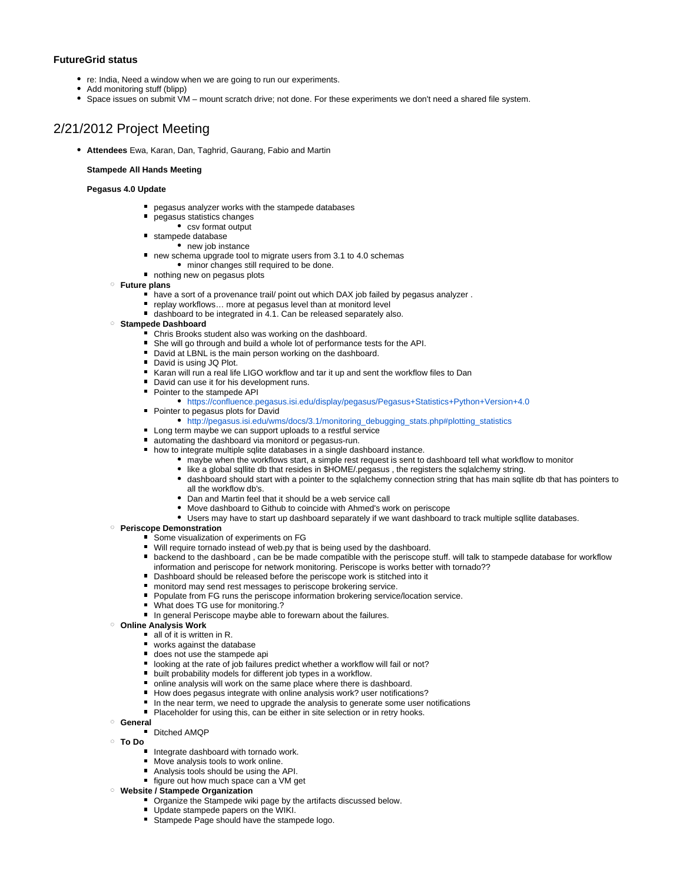#### FutureGrid status

- re: India, Need a window when we are going to run our experiments.
- Add monitoring stuff (blipp)
- Space issues on submit VM – mount scratch drive; not done. For these experiments we don't need a shared file system.

## 2/21/2012 Project Meeting

- **Attendees** Ewa, Karan, Dan, Taghrid, Gaurang, Fabio and Martin

  **Stampede All Hands Meeting**

  **Pegasus 4.0 Update**

        - pegasus analyzer works with the stampede databases
        - pegasus statistics changes
            - csv format output
        - stampede database
            - new job instance
        - new schema upgrade tool to migrate users from 3.1 to 4.0 schemas
            - minor changes still required to be done.
        - nothing new on pegasus plots
    - **Future plans**
        - have a sort of a provenance trail/ point out which DAX job failed by pegasus analyzer .
        - replay workflows… more at pegasus level than at monitord level
        - dashboard to be integrated in 4.1. Can be released separately also.
    - **Stampede Dashboard**
        - Chris Brooks student also was working on the dashboard.
        - She will go through and build a whole lot of performance tests for the API.
        - David at LBNL is the main person working on the dashboard.
        - David is using JQ Plot.
        - Karan will run a real life LIGO workflow and tar it up and sent the workflow files to Dan
        - David can use it for his development runs.
        - Pointer to the stampede API
            - https://confluence.pegasus.isi.edu/display/pegasus/Pegasus+Statistics+Python+Version+4.0
        - Pointer to pegasus plots for David
            - http://pegasus.isi.edu/wms/docs/3.1/monitoring_debugging_stats.php#plotting_statistics
        - Long term maybe we can support uploads to a restful service
        - automating the dashboard via monitord or pegasus-run.
        - how to integrate multiple sqlite databases in a single dashboard instance.
            - maybe when the workflows start, a simple rest request is sent to dashboard tell what workflow to monitor
            - like a global sqllite db that resides in $HOME/.pegasus , the registers the sqlalchemy string.
            - dashboard should start with a pointer to the sqlalchemy connection string that has main sqllite db that has pointers to all the workflow db's.
            - Dan and Martin feel that it should be a web service call
            - Move dashboard to Github to coincide with Ahmed's work on periscope
            - Users may have to start up dashboard separately if we want dashboard to track multiple sqllite databases.
    - **Periscope Demonstration**
        - Some visualization of experiments on FG
        - Will require tornado instead of web.py that is being used by the dashboard.
        - backend to the dashboard , can be be made compatible with the periscope stuff. will talk to stampede database for workflow information and periscope for network monitoring. Periscope is works better with tornado??
        - Dashboard should be released before the periscope work is stitched into it
        - monitord may send rest messages to periscope brokering service.
        - Populate from FG runs the periscope information brokering service/location service.
        - What does TG use for monitoring.?
        - In general Periscope maybe able to forewarn about the failures.
    - **Online Analysis Work**
        - all of it is written in R.
        - works against the database
        - does not use the stampede api
        - looking at the rate of job failures predict whether a workflow will fail or not?
        - built probability models for different job types in a workflow.
        - online analysis will work on the same place where there is dashboard.
        - How does pegasus integrate with online analysis work? user notifications?
        - In the near term, we need to upgrade the analysis to generate some user notifications
        - Placeholder for using this, can be either in site selection or in retry hooks.
    - **General**
        - Ditched AMQP
    - **To Do**
        - Integrate dashboard with tornado work.
        - Move analysis tools to work online.
        - Analysis tools should be using the API.
        - figure out how much space can a VM get
    - **Website / Stampede Organization**
        - Organize the Stampede wiki page by the artifacts discussed below.
        - Update stampede papers on the WIKI.
        - Stampede Page should have the stampede logo.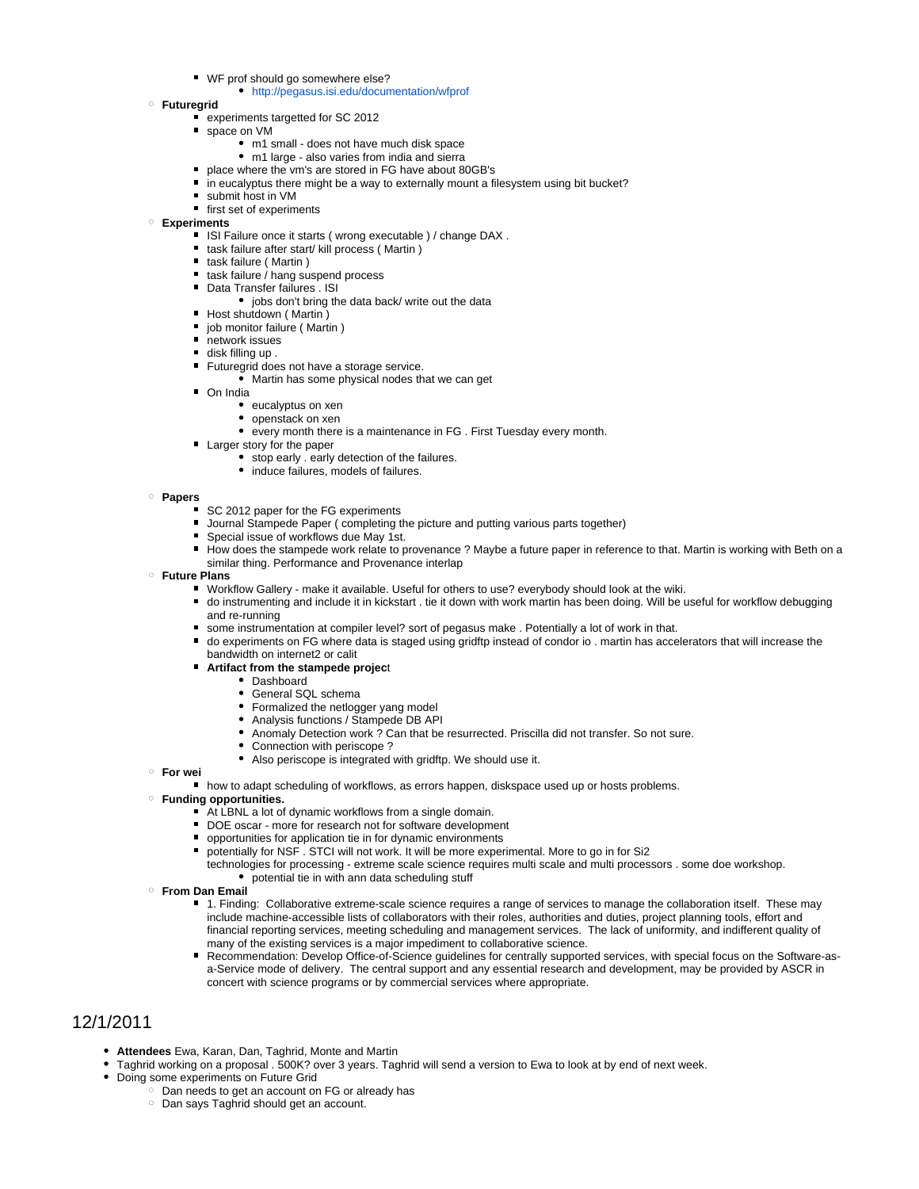- WF prof should go somewhere else?
            - http://pegasus.isi.edu/documentation/wfprof
    - **Futuregrid**
        - experiments targetted for SC 2012
        - space on VM
            - m1 small - does not have much disk space
            - m1 large - also varies from india and sierra
        - place where the vm's are stored in FG have about 80GB's
        - in eucalyptus there might be a way to externally mount a filesystem using bit bucket?
        - submit host in VM
        - first set of experiments
    - **Experiments**
        - ISI Failure once it starts ( wrong executable ) / change DAX .
        - task failure after start/ kill process ( Martin )
        - task failure ( Martin )
        - task failure / hang suspend process
        - Data Transfer failures . ISI
            - jobs don't bring the data back/ write out the data
        - Host shutdown ( Martin )
        - job monitor failure ( Martin )
        - network issues
        - disk filling up .
        - Futuregrid does not have a storage service.
            - Martin has some physical nodes that we can get
        - On India
            - eucalyptus on xen
            - openstack on xen
            - every month there is a maintenance in FG . First Tuesday every month.
        - Larger story for the paper
            - stop early . early detection of the failures.
            - induce failures, models of failures.
    - **Papers**
        - SC 2012 paper for the FG experiments
        - Journal Stampede Paper ( completing the picture and putting various parts together)
        - Special issue of workflows due May 1st.
        - How does the stampede work relate to provenance ? Maybe a future paper in reference to that. Martin is working with Beth on a similar thing. Performance and Provenance interlap
    - **Future Plans**
        - Workflow Gallery - make it available. Useful for others to use? everybody should look at the wiki.
        - do instrumenting and include it in kickstart . tie it down with work martin has been doing. Will be useful for workflow debugging and re-running
        - some instrumentation at compiler level? sort of pegasus make . Potentially a lot of work in that.
        - do experiments on FG where data is staged using gridftp instead of condor io . martin has accelerators that will increase the bandwidth on internet2 or calit
        - **Artifact from the stampede projec**t
            - Dashboard
            - General SQL schema
            - Formalized the netlogger yang model
            - Analysis functions / Stampede DB API
            - Anomaly Detection work ? Can that be resurrected. Priscilla did not transfer. So not sure.
            - Connection with periscope ?
            - Also periscope is integrated with gridftp. We should use it.
    - **For wei**
        - how to adapt scheduling of workflows, as errors happen, diskspace used up or hosts problems.
    - **Funding opportunities.**
        - At LBNL a lot of dynamic workflows from a single domain.
        - DOE oscar - more for research not for software development
        - opportunities for application tie in for dynamic environments
        - potentially for NSF . STCI will not work. It will be more experimental. More to go in for Si2
          technologies for processing - extreme scale science requires multi scale and multi processors . some doe workshop.
            - potential tie in with ann data scheduling stuff
    - **From Dan Email**
        - 1. Finding: Collaborative extreme-scale science requires a range of services to manage the collaboration itself. These may include machine-accessible lists of collaborators with their roles, authorities and duties, project planning tools, effort and financial reporting services, meeting scheduling and management services. The lack of uniformity, and indifferent quality of many of the existing services is a major impediment to collaborative science.
        - Recommendation: Develop Office-of-Science guidelines for centrally supported services, with special focus on the Software-as-a-Service mode of delivery. The central support and any essential research and development, may be provided by ASCR in concert with science programs or by commercial services where appropriate.

## 12/1/2011

- **Attendees** Ewa, Karan, Dan, Taghrid, Monte and Martin
- Taghrid working on a proposal . 500K? over 3 years. Taghrid will send a version to Ewa to look at by end of next week.
- Doing some experiments on Future Grid
    - Dan needs to get an account on FG or already has
    - Dan says Taghrid should get an account.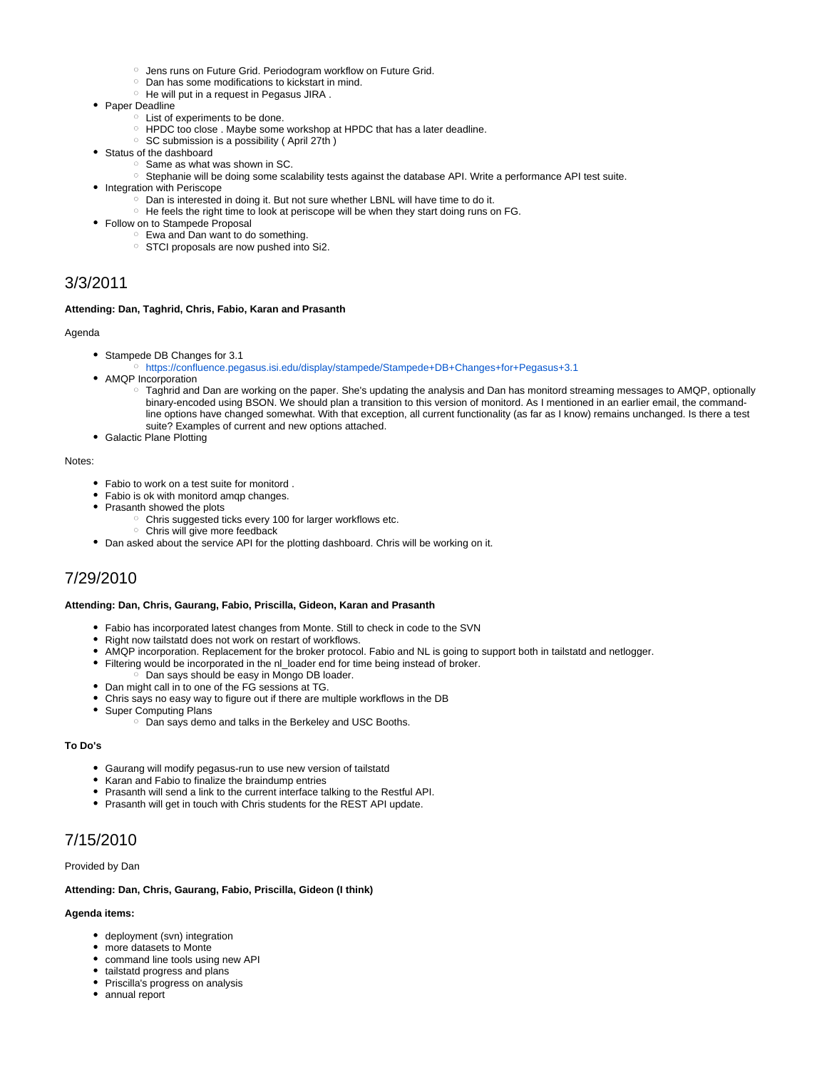- Jens runs on Future Grid. Periodogram workflow on Future Grid.
    - Dan has some modifications to kickstart in mind.
    - He will put in a request in Pegasus JIRA .
- Paper Deadline
    - List of experiments to be done.
    - HPDC too close . Maybe some workshop at HPDC that has a later deadline.
    - SC submission is a possibility ( April 27th )
- Status of the dashboard
    - Same as what was shown in SC.
    - Stephanie will be doing some scalability tests against the database API. Write a performance API test suite.
- Integration with Periscope
    - Dan is interested in doing it. But not sure whether LBNL will have time to do it.
    - He feels the right time to look at periscope will be when they start doing runs on FG.
- Follow on to Stampede Proposal
    - Ewa and Dan want to do something.
    - STCI proposals are now pushed into Si2.

## 3/3/2011

**Attending: Dan, Taghrid, Chris, Fabio, Karan and Prasanth**

Agenda

- Stampede DB Changes for 3.1
    - https://confluence.pegasus.isi.edu/display/stampede/Stampede+DB+Changes+for+Pegasus+3.1
- AMQP Incorporation
    - Taghrid and Dan are working on the paper. She's updating the analysis and Dan has monitord streaming messages to AMQP, optionally binary-encoded using BSON. We should plan a transition to this version of monitord. As I mentioned in an earlier email, the command-line options have changed somewhat. With that exception, all current functionality (as far as I know) remains unchanged. Is there a test suite? Examples of current and new options attached.
- Galactic Plane Plotting

Notes:

- Fabio to work on a test suite for monitord .
- Fabio is ok with monitord amqp changes.
- Prasanth showed the plots
    - Chris suggested ticks every 100 for larger workflows etc.
    - Chris will give more feedback
- Dan asked about the service API for the plotting dashboard. Chris will be working on it.

## 7/29/2010

**Attending: Dan, Chris, Gaurang, Fabio, Priscilla, Gideon, Karan and Prasanth**

- Fabio has incorporated latest changes from Monte. Still to check in code to the SVN
- Right now tailstatd does not work on restart of workflows.
- AMQP incorporation. Replacement for the broker protocol. Fabio and NL is going to support both in tailstatd and netlogger.
- Filtering would be incorporated in the nl_loader end for time being instead of broker.
    - Dan says should be easy in Mongo DB loader.
- Dan might call in to one of the FG sessions at TG.
- Chris says no easy way to figure out if there are multiple workflows in the DB
- Super Computing Plans
    - Dan says demo and talks in the Berkeley and USC Booths.

**To Do's**

- Gaurang will modify pegasus-run to use new version of tailstatd
- Karan and Fabio to finalize the braindump entries
- Prasanth will send a link to the current interface talking to the Restful API.
- Prasanth will get in touch with Chris students for the REST API update.

## 7/15/2010

Provided by Dan

**Attending: Dan, Chris, Gaurang, Fabio, Priscilla, Gideon (I think)**

**Agenda items:**

- deployment (svn) integration
- more datasets to Monte
- command line tools using new API
- tailstatd progress and plans
- Priscilla's progress on analysis
- annual report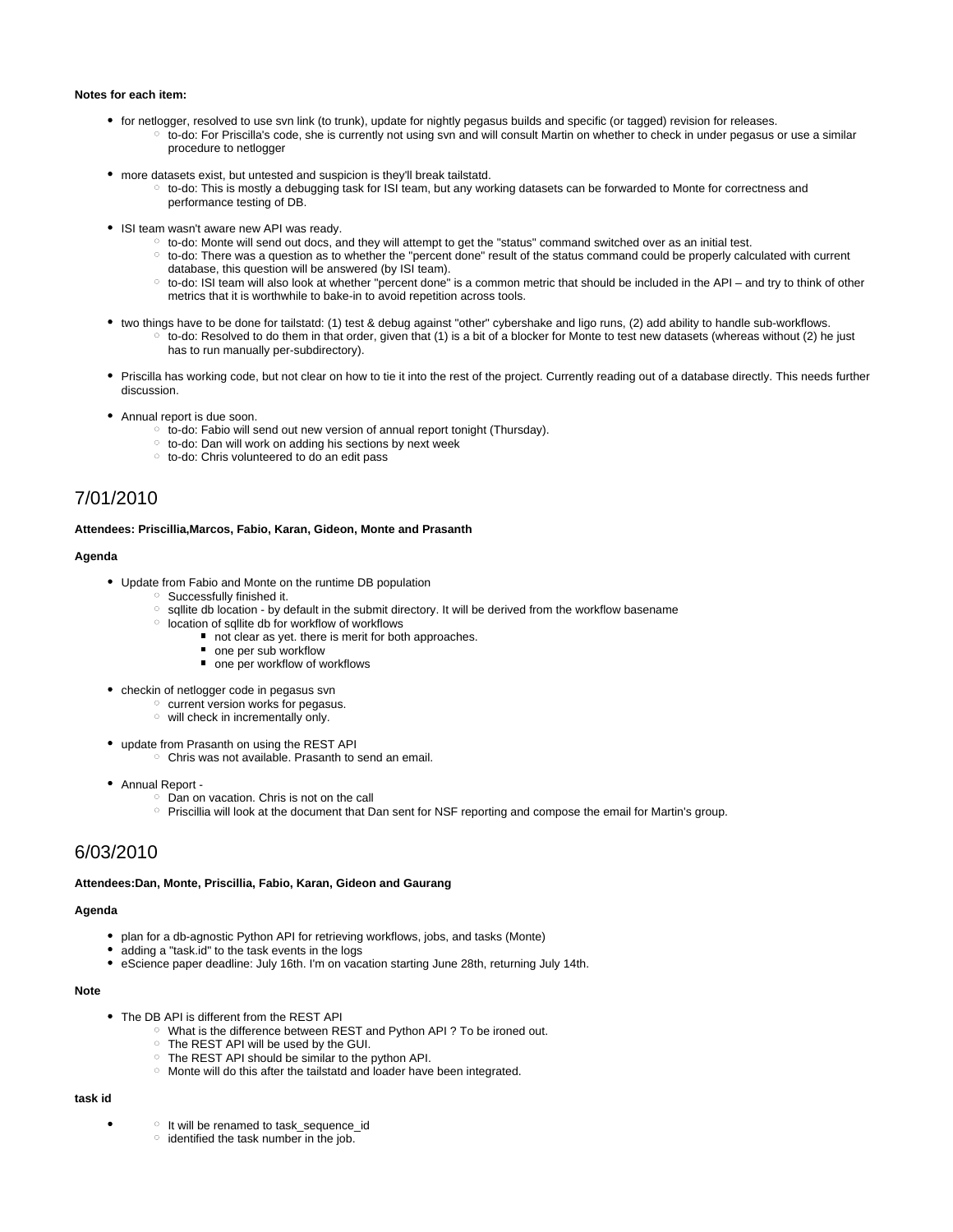**Notes for each item:**

- for netlogger, resolved to use svn link (to trunk), update for nightly pegasus builds and specific (or tagged) revision for releases.
    - to-do: For Priscilla's code, she is currently not using svn and will consult Martin on whether to check in under pegasus or use a similar procedure to netlogger
- more datasets exist, but untested and suspicion is they'll break tailstatd.
    - to-do: This is mostly a debugging task for ISI team, but any working datasets can be forwarded to Monte for correctness and performance testing of DB.
- ISI team wasn't aware new API was ready.
    - to-do: Monte will send out docs, and they will attempt to get the "status" command switched over as an initial test.
    - to-do: There was a question as to whether the "percent done" result of the status command could be properly calculated with current database, this question will be answered (by ISI team).
    - to-do: ISI team will also look at whether "percent done" is a common metric that should be included in the API – and try to think of other metrics that it is worthwhile to bake-in to avoid repetition across tools.
- two things have to be done for tailstatd: (1) test & debug against "other" cybershake and ligo runs, (2) add ability to handle sub-workflows.
    - to-do: Resolved to do them in that order, given that (1) is a bit of a blocker for Monte to test new datasets (whereas without (2) he just has to run manually per-subdirectory).
- Priscilla has working code, but not clear on how to tie it into the rest of the project. Currently reading out of a database directly. This needs further discussion.
- Annual report is due soon.
    - to-do: Fabio will send out new version of annual report tonight (Thursday).
    - to-do: Dan will work on adding his sections by next week
    - to-do: Chris volunteered to do an edit pass

## 7/01/2010

**Attendees: Priscillia,Marcos, Fabio, Karan, Gideon, Monte and Prasanth**

**Agenda**

- Update from Fabio and Monte on the runtime DB population
    - Successfully finished it.
    - sqllite db location - by default in the submit directory. It will be derived from the workflow basename
    - location of sqllite db for workflow of workflows
        - not clear as yet. there is merit for both approaches.
        - one per sub workflow
        - one per workflow of workflows
- checkin of netlogger code in pegasus svn
    - current version works for pegasus.
    - will check in incrementally only.
- update from Prasanth on using the REST API
    - Chris was not available. Prasanth to send an email.
- Annual Report -
    - Dan on vacation. Chris is not on the call
    - Priscillia will look at the document that Dan sent for NSF reporting and compose the email for Martin's group.

## 6/03/2010

**Attendees:Dan, Monte, Priscillia, Fabio, Karan, Gideon and Gaurang**

**Agenda**

- plan for a db-agnostic Python API for retrieving workflows, jobs, and tasks (Monte)
- adding a "task.id" to the task events in the logs
- eScience paper deadline: July 16th. I'm on vacation starting June 28th, returning July 14th.

**Note**

- The DB API is different from the REST API
    - What is the difference between REST and Python API ? To be ironed out.
    - The REST API will be used by the GUI.
    - The REST API should be similar to the python API.
    - Monte will do this after the tailstatd and loader have been integrated.

**task id**

- 
    - It will be renamed to task_sequence_id
    - identified the task number in the job.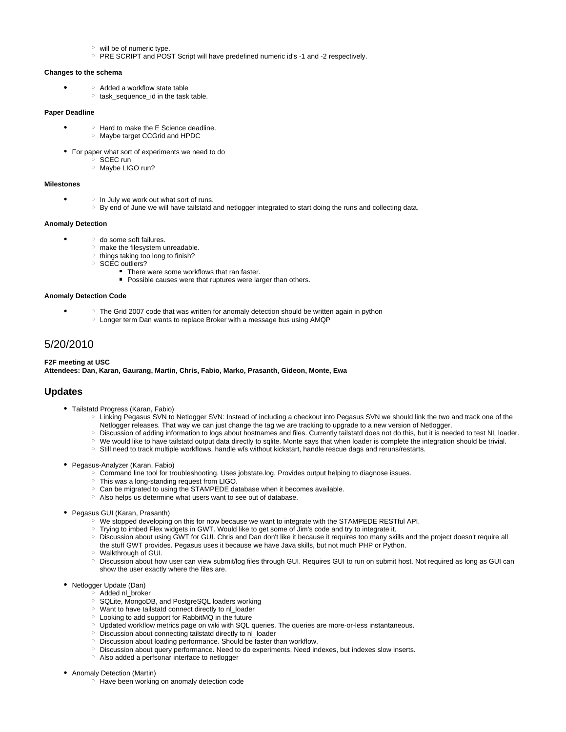- will be of numeric type.
- PRE SCRIPT and POST Script will have predefined numeric id's -1 and -2 respectively.

**Changes to the schema**

- 
  - Added a workflow state table
  - task_sequence_id in the task table.

**Paper Deadline**

- 
  - Hard to make the E Science deadline.
  - Maybe target CCGrid and HPDC

- For paper what sort of experiments we need to do
  - SCEC run
  - Maybe LIGO run?

**Milestones**

- 
  - In July we work out what sort of runs.
  - By end of June we will have tailstatd and netlogger integrated to start doing the runs and collecting data.

**Anomaly Detection**

- 
  - do some soft failures.
  - make the filesystem unreadable.
  - things taking too long to finish?
  - SCEC outliers?
    - There were some workflows that ran faster.
    - Possible causes were that ruptures were larger than others.

**Anomaly Detection Code**

- 
  - The Grid 2007 code that was written for anomaly detection should be written again in python
  - Longer term Dan wants to replace Broker with a message bus using AMQP

# 5/20/2010

**F2F meeting at USC**
**Attendees: Dan, Karan, Gaurang, Martin, Chris, Fabio, Marko, Prasanth, Gideon, Monte, Ewa**

## Updates

- Tailstatd Progress (Karan, Fabio)
  - Linking Pegasus SVN to Netlogger SVN: Instead of including a checkout into Pegasus SVN we should link the two and track one of the Netlogger releases. That way we can just change the tag we are tracking to upgrade to a new version of Netlogger.
  - Discussion of adding information to logs about hostnames and files. Currently tailstatd does not do this, but it is needed to test NL loader.
  - We would like to have tailstatd output data directly to sqlite. Monte says that when loader is complete the integration should be trivial.
  - Still need to track multiple workflows, handle wfs without kickstart, handle rescue dags and reruns/restarts.

- Pegasus-Analyzer (Karan, Fabio)
  - Command line tool for troubleshooting. Uses jobstate.log. Provides output helping to diagnose issues.
  - This was a long-standing request from LIGO.
  - Can be migrated to using the STAMPEDE database when it becomes available.
  - Also helps us determine what users want to see out of database.

- Pegasus GUI (Karan, Prasanth)
  - We stopped developing on this for now because we want to integrate with the STAMPEDE RESTful API.
  - Trying to imbed Flex widgets in GWT. Would like to get some of Jim's code and try to integrate it.
  - Discussion about using GWT for GUI. Chris and Dan don't like it because it requires too many skills and the project doesn't require all the stuff GWT provides. Pegasus uses it because we have Java skills, but not much PHP or Python.
  - Walkthrough of GUI.
  - Discussion about how user can view submit/log files through GUI. Requires GUI to run on submit host. Not required as long as GUI can show the user exactly where the files are.

- Netlogger Update (Dan)
  - Added nl_broker
  - SQLite, MongoDB, and PostgreSQL loaders working
  - Want to have tailstatd connect directly to nl_loader
  - Looking to add support for RabbitMQ in the future
  - Updated workflow metrics page on wiki with SQL queries. The queries are more-or-less instantaneous.
  - Discussion about connecting tailstatd directly to nl_loader
  - Discussion about loading performance. Should be faster than workflow.
  - Discussion about query performance. Need to do experiments. Need indexes, but indexes slow inserts.
  - Also added a perfsonar interface to netlogger

- Anomaly Detection (Martin)
  - Have been working on anomaly detection code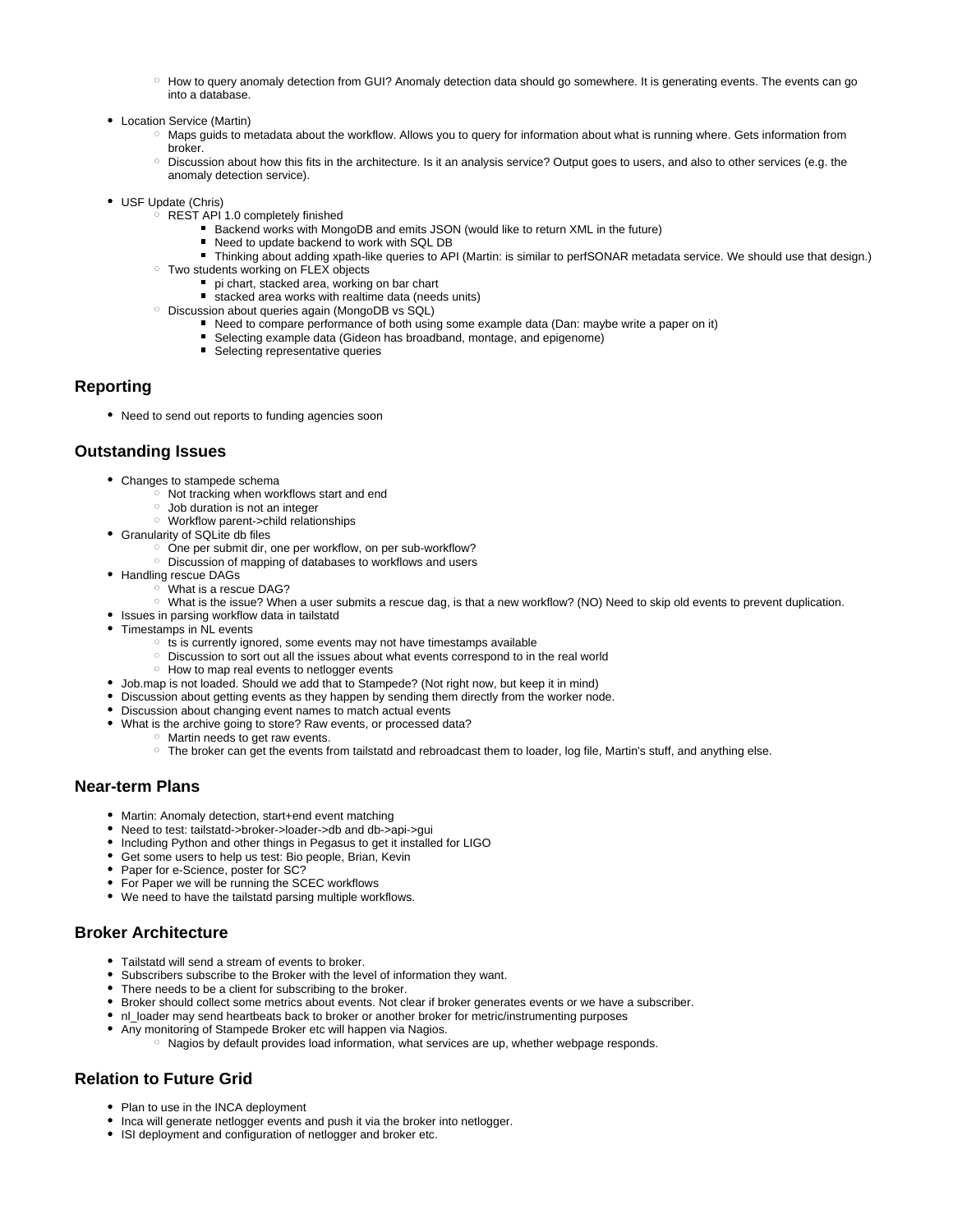- How to query anomaly detection from GUI? Anomaly detection data should go somewhere. It is generating events. The events can go into a database.

- Location Service (Martin)
    - Maps guids to metadata about the workflow. Allows you to query for information about what is running where. Gets information from broker.
    - Discussion about how this fits in the architecture. Is it an analysis service? Output goes to users, and also to other services (e.g. the anomaly detection service).

- USF Update (Chris)
    - REST API 1.0 completely finished
        - Backend works with MongoDB and emits JSON (would like to return XML in the future)
        - Need to update backend to work with SQL DB
        - Thinking about adding xpath-like queries to API (Martin: is similar to perfSONAR metadata service. We should use that design.)
    - Two students working on FLEX objects
        - pi chart, stacked area, working on bar chart
        - stacked area works with realtime data (needs units)
    - Discussion about queries again (MongoDB vs SQL)
        - Need to compare performance of both using some example data (Dan: maybe write a paper on it)
        - Selecting example data (Gideon has broadband, montage, and epigenome)
        - Selecting representative queries

## Reporting

- Need to send out reports to funding agencies soon

## Outstanding Issues

- Changes to stampede schema
    - Not tracking when workflows start and end
    - Job duration is not an integer
    - Workflow parent->child relationships
- Granularity of SQLite db files
    - One per submit dir, one per workflow, on per sub-workflow?
    - Discussion of mapping of databases to workflows and users
- Handling rescue DAGs
    - What is a rescue DAG?
    - What is the issue? When a user submits a rescue dag, is that a new workflow? (NO) Need to skip old events to prevent duplication.
- Issues in parsing workflow data in tailstatd
- Timestamps in NL events
    - ts is currently ignored, some events may not have timestamps available
    - Discussion to sort out all the issues about what events correspond to in the real world
    - How to map real events to netlogger events
- Job.map is not loaded. Should we add that to Stampede? (Not right now, but keep it in mind)
- Discussion about getting events as they happen by sending them directly from the worker node.
- Discussion about changing event names to match actual events
- What is the archive going to store? Raw events, or processed data?
    - Martin needs to get raw events.
    - The broker can get the events from tailstatd and rebroadcast them to loader, log file, Martin's stuff, and anything else.

## Near-term Plans

- Martin: Anomaly detection, start+end event matching
- Need to test: tailstatd->broker->loader->db and db->api->gui
- Including Python and other things in Pegasus to get it installed for LIGO
- Get some users to help us test: Bio people, Brian, Kevin
- Paper for e-Science, poster for SC?
- For Paper we will be running the SCEC workflows
- We need to have the tailstatd parsing multiple workflows.

## Broker Architecture

- Tailstatd will send a stream of events to broker.
- Subscribers subscribe to the Broker with the level of information they want.
- There needs to be a client for subscribing to the broker.
- Broker should collect some metrics about events. Not clear if broker generates events or we have a subscriber.
- nl_loader may send heartbeats back to broker or another broker for metric/instrumenting purposes
- Any monitoring of Stampede Broker etc will happen via Nagios.
    - Nagios by default provides load information, what services are up, whether webpage responds.

## Relation to Future Grid

- Plan to use in the INCA deployment
- Inca will generate netlogger events and push it via the broker into netlogger.
- ISI deployment and configuration of netlogger and broker etc.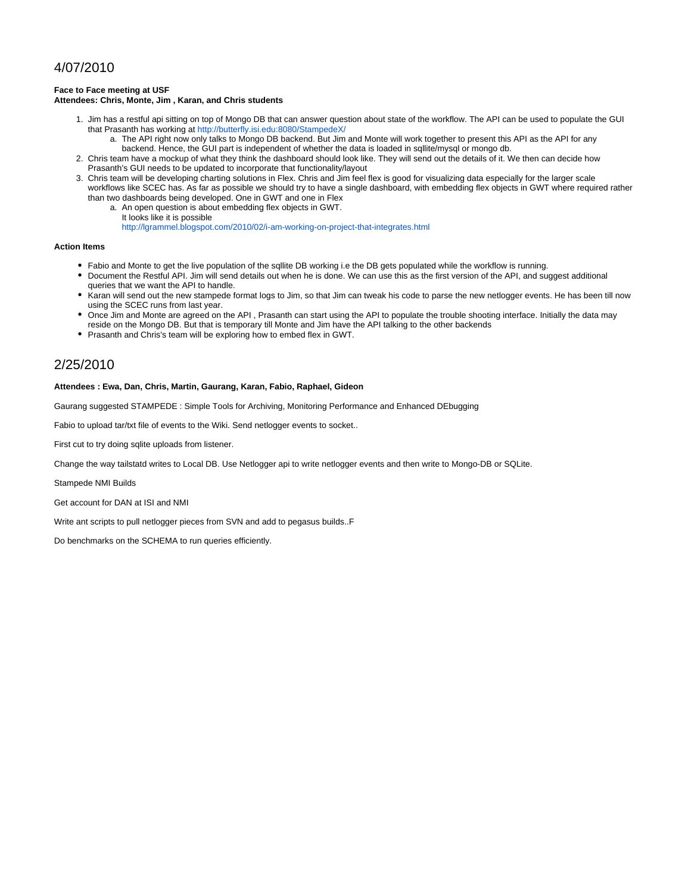## 4/07/2010

**Face to Face meeting at USF**
**Attendees: Chris, Monte, Jim , Karan, and Chris students**

1. Jim has a restful api sitting on top of Mongo DB that can answer question about state of the workflow. The API can be used to populate the GUI that Prasanth has working at http://butterfly.isi.edu:8080/StampedeX/
    a. The API right now only talks to Mongo DB backend. But Jim and Monte will work together to present this API as the API for any backend. Hence, the GUI part is independent of whether the data is loaded in sqllite/mysql or mongo db.
2. Chris team have a mockup of what they think the dashboard should look like. They will send out the details of it. We then can decide how Prasanth's GUI needs to be updated to incorporate that functionality/layout
3. Chris team will be developing charting solutions in Flex. Chris and Jim feel flex is good for visualizing data especially for the larger scale workflows like SCEC has. As far as possible we should try to have a single dashboard, with embedding flex objects in GWT where required rather than two dashboards being developed. One in GWT and one in Flex
    a. An open question is about embedding flex objects in GWT.
       It looks like it is possible
       http://lgrammel.blogspot.com/2010/02/i-am-working-on-project-that-integrates.html

**Action Items**

- Fabio and Monte to get the live population of the sqllite DB working i.e the DB gets populated while the workflow is running.
- Document the Restful API. Jim will send details out when he is done. We can use this as the first version of the API, and suggest additional queries that we want the API to handle.
- Karan will send out the new stampede format logs to Jim, so that Jim can tweak his code to parse the new netlogger events. He has been till now using the SCEC runs from last year.
- Once Jim and Monte are agreed on the API , Prasanth can start using the API to populate the trouble shooting interface. Initially the data may reside on the Mongo DB. But that is temporary till Monte and Jim have the API talking to the other backends
- Prasanth and Chris's team will be exploring how to embed flex in GWT.

## 2/25/2010

**Attendees : Ewa, Dan, Chris, Martin, Gaurang, Karan, Fabio, Raphael, Gideon**

Gaurang suggested STAMPEDE : Simple Tools for Archiving, Monitoring Performance and Enhanced DEbugging

Fabio to upload tar/txt file of events to the Wiki. Send netlogger events to socket..

First cut to try doing sqlite uploads from listener.

Change the way tailstatd writes to Local DB. Use Netlogger api to write netlogger events and then write to Mongo-DB or SQLite.

Stampede NMI Builds

Get account for DAN at ISI and NMI

Write ant scripts to pull netlogger pieces from SVN and add to pegasus builds..F

Do benchmarks on the SCHEMA to run queries efficiently.